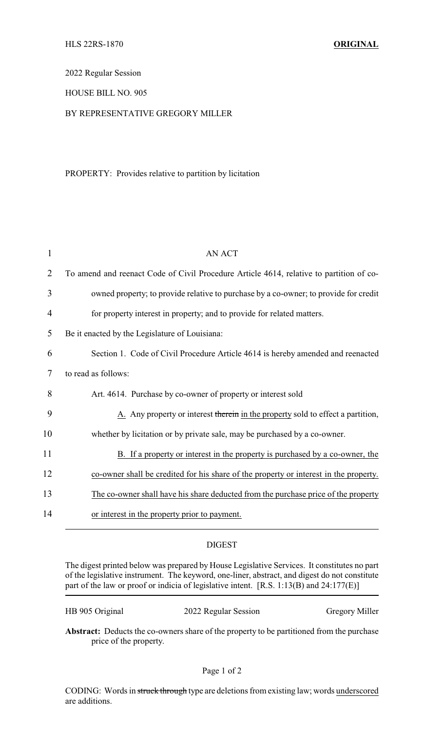HLS 22RS-1870 **ORIGINAL**

2022 Regular Session

HOUSE BILL NO. 905

BY REPRESENTATIVE GREGORY MILLER

PROPERTY: Provides relative to partition by licitation

AN ACT

To amend and reenact Code of Civil Procedure Article 4614, relative to partition of co-owned property; to provide relative to purchase by a co-owner; to provide for credit for property interest in property; and to provide for related matters.

Be it enacted by the Legislature of Louisiana:

Section 1. Code of Civil Procedure Article 4614 is hereby amended and reenacted to read as follows:

Art. 4614. Purchase by co-owner of property or interest sold

A. Any property or interest ~~therein~~ in the property sold to effect a partition, whether by licitation or by private sale, may be purchased by a co-owner.

B. If a property or interest in the property is purchased by a co-owner, the co-owner shall be credited for his share of the property or interest in the property. The co-owner shall have his share deducted from the purchase price of the property or interest in the property prior to payment.

DIGEST

The digest printed below was prepared by House Legislative Services. It constitutes no part of the legislative instrument. The keyword, one-liner, abstract, and digest do not constitute part of the law or proof or indicia of legislative intent. [R.S. 1:13(B) and 24:177(E)]

HB 905 Original 2022 Regular Session Gregory Miller

**Abstract:** Deducts the co-owners share of the property to be partitioned from the purchase price of the property.

CODING: Words in ~~struck through~~ type are deletions from existing law; words underscored are additions.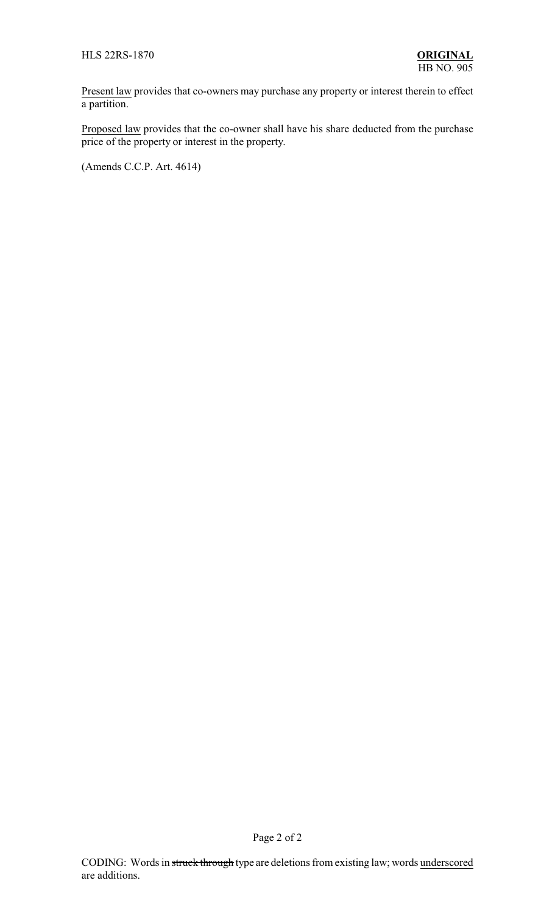Present law provides that co-owners may purchase any property or interest therein to effect a partition.

Proposed law provides that the co-owner shall have his share deducted from the purchase price of the property or interest in the property.

(Amends C.C.P. Art. 4614)

CODING: Words in ~~struck through~~ type are deletions from existing law; words underscored are additions.